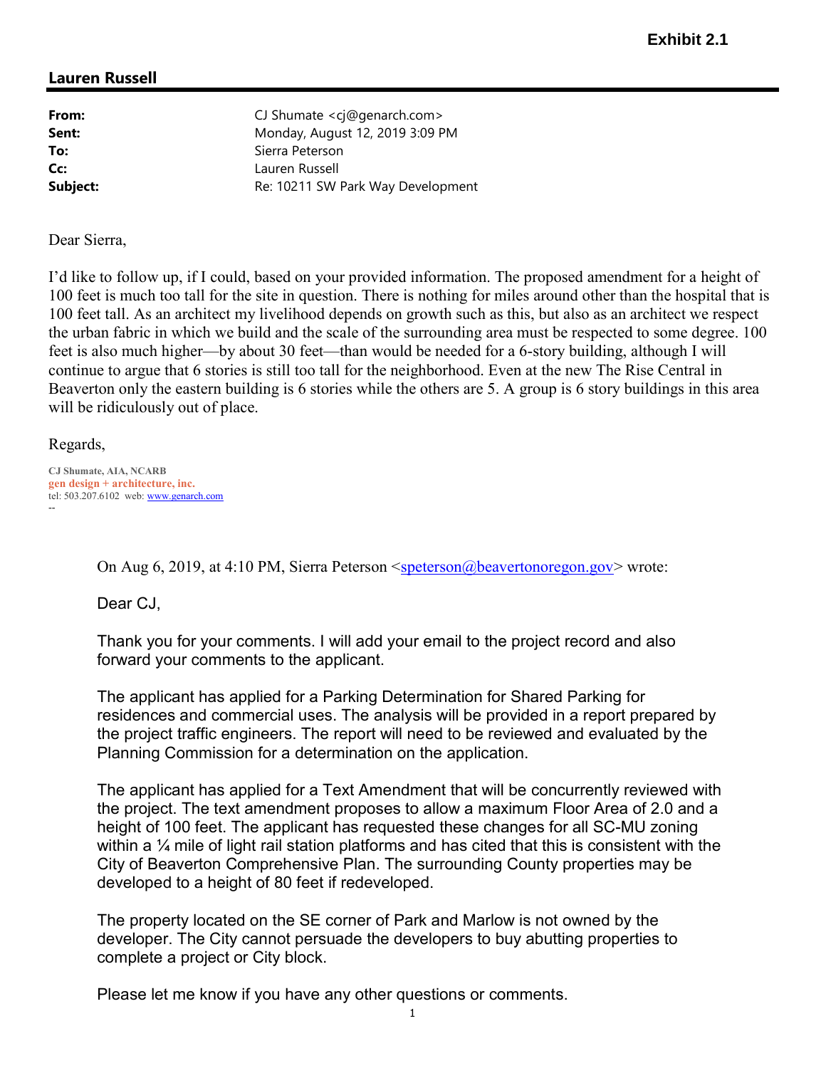**Exhibit 2.1**

## Lauren Russell

| | |
|---|---|
| **From:** | CJ Shumate <cj@genarch.com> |
| **Sent:** | Monday, August 12, 2019 3:09 PM |
| **To:** | Sierra Peterson |
| **Cc:** | Lauren Russell |
| **Subject:** | Re: 10211 SW Park Way Development |

Dear Sierra,

I'd like to follow up, if I could, based on your provided information. The proposed amendment for a height of 100 feet is much too tall for the site in question. There is nothing for miles around other than the hospital that is 100 feet tall. As an architect my livelihood depends on growth such as this, but also as an architect we respect the urban fabric in which we build and the scale of the surrounding area must be respected to some degree. 100 feet is also much higher—by about 30 feet—than would be needed for a 6-story building, although I will continue to argue that 6 stories is still too tall for the neighborhood. Even at the new The Rise Central in Beaverton only the eastern building is 6 stories while the others are 5. A group is 6 story buildings in this area will be ridiculously out of place.

Regards,

**CJ Shumate, AIA, NCARB**
**gen design + architecture, inc.**
tel: 503.207.6102 web: www.genarch.com
--

> On Aug 6, 2019, at 4:10 PM, Sierra Peterson <speterson@beavertonoregon.gov> wrote:
>
> Dear CJ,
>
> Thank you for your comments. I will add your email to the project record and also forward your comments to the applicant.
>
> The applicant has applied for a Parking Determination for Shared Parking for residences and commercial uses. The analysis will be provided in a report prepared by the project traffic engineers. The report will need to be reviewed and evaluated by the Planning Commission for a determination on the application.
>
> The applicant has applied for a Text Amendment that will be concurrently reviewed with the project. The text amendment proposes to allow a maximum Floor Area of 2.0 and a height of 100 feet. The applicant has requested these changes for all SC-MU zoning within a ¼ mile of light rail station platforms and has cited that this is consistent with the City of Beaverton Comprehensive Plan. The surrounding County properties may be developed to a height of 80 feet if redeveloped.
>
> The property located on the SE corner of Park and Marlow is not owned by the developer. The City cannot persuade the developers to buy abutting properties to complete a project or City block.
>
> Please let me know if you have any other questions or comments.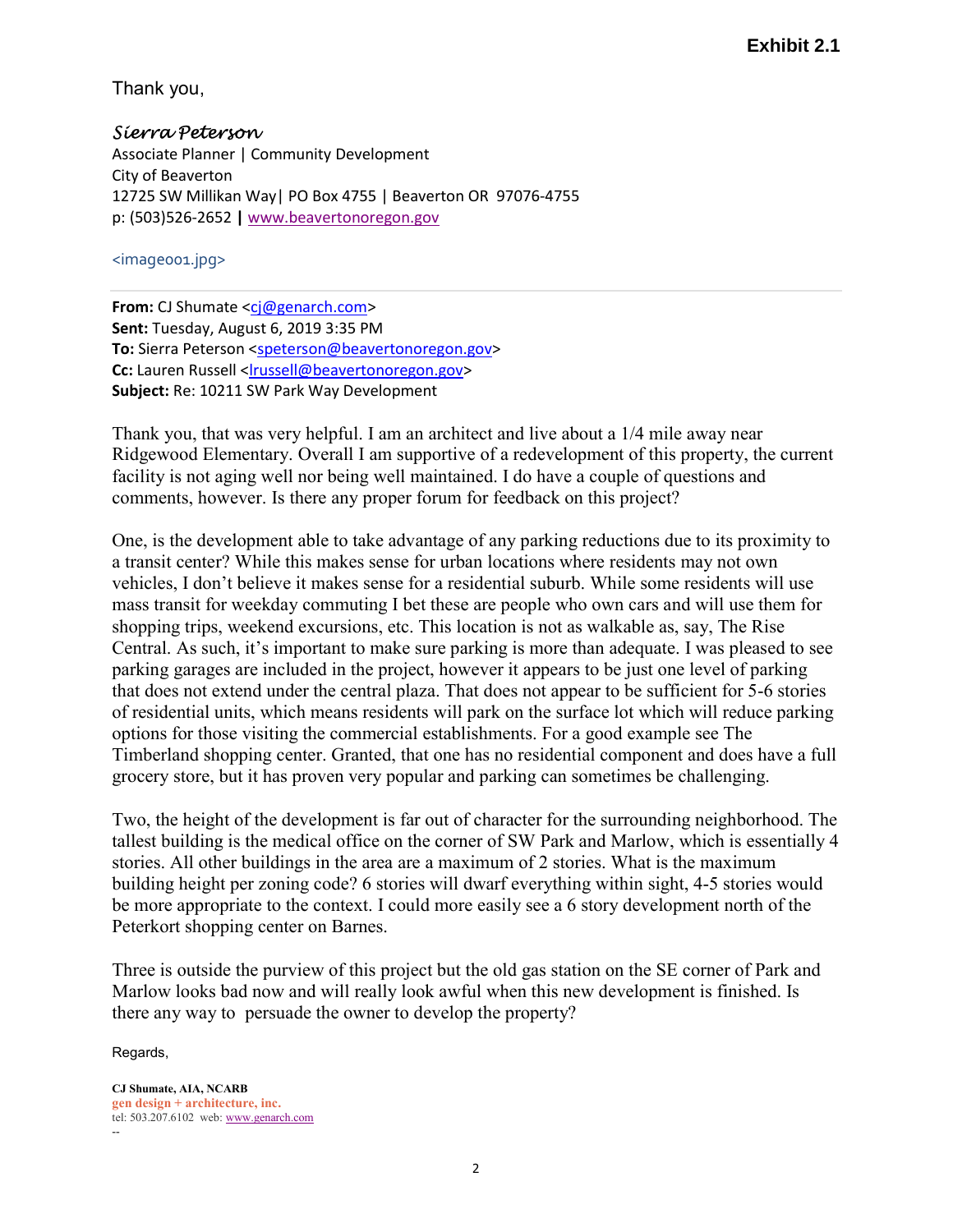Exhibit 2.1

Thank you,

*Sierra Peterson*
Associate Planner | Community Development
City of Beaverton
12725 SW Millikan Way| PO Box 4755 | Beaverton OR 97076-4755
p: (503)526-2652 **|** www.beavertonoregon.gov

<image001.jpg>

**From:** CJ Shumate <cj@genarch.com>
**Sent:** Tuesday, August 6, 2019 3:35 PM
**To:** Sierra Peterson <speterson@beavertonoregon.gov>
**Cc:** Lauren Russell <lrussell@beavertonoregon.gov>
**Subject:** Re: 10211 SW Park Way Development

Thank you, that was very helpful. I am an architect and live about a 1/4 mile away near Ridgewood Elementary. Overall I am supportive of a redevelopment of this property, the current facility is not aging well nor being well maintained. I do have a couple of questions and comments, however. Is there any proper forum for feedback on this project?

One, is the development able to take advantage of any parking reductions due to its proximity to a transit center? While this makes sense for urban locations where residents may not own vehicles, I don't believe it makes sense for a residential suburb. While some residents will use mass transit for weekday commuting I bet these are people who own cars and will use them for shopping trips, weekend excursions, etc. This location is not as walkable as, say, The Rise Central. As such, it's important to make sure parking is more than adequate. I was pleased to see parking garages are included in the project, however it appears to be just one level of parking that does not extend under the central plaza. That does not appear to be sufficient for 5-6 stories of residential units, which means residents will park on the surface lot which will reduce parking options for those visiting the commercial establishments. For a good example see The Timberland shopping center. Granted, that one has no residential component and does have a full grocery store, but it has proven very popular and parking can sometimes be challenging.

Two, the height of the development is far out of character for the surrounding neighborhood. The tallest building is the medical office on the corner of SW Park and Marlow, which is essentially 4 stories. All other buildings in the area are a maximum of 2 stories. What is the maximum building height per zoning code? 6 stories will dwarf everything within sight, 4-5 stories would be more appropriate to the context. I could more easily see a 6 story development north of the Peterkort shopping center on Barnes.

Three is outside the purview of this project but the old gas station on the SE corner of Park and Marlow looks bad now and will really look awful when this new development is finished. Is there any way to persuade the owner to develop the property?

Regards,

**CJ Shumate, AIA, NCARB**
**gen design + architecture, inc.**
tel: 503.207.6102 web: www.genarch.com
--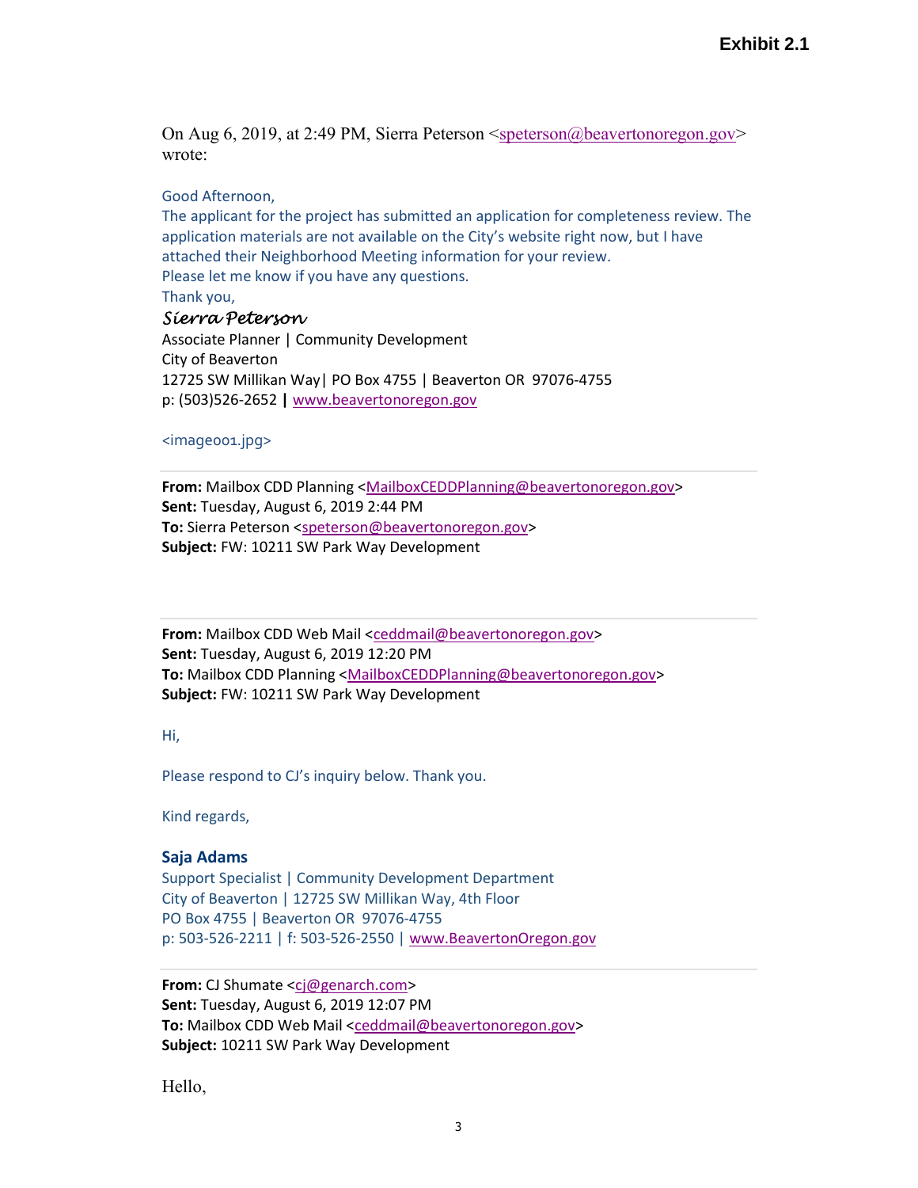**Exhibit 2.1**

On Aug 6, 2019, at 2:49 PM, Sierra Peterson <speterson@beavertonoregon.gov> wrote:

Good Afternoon,
The applicant for the project has submitted an application for completeness review. The application materials are not available on the City's website right now, but I have attached their Neighborhood Meeting information for your review.
Please let me know if you have any questions.
Thank you,
*Sierra Peterson*
Associate Planner | Community Development
City of Beaverton
12725 SW Millikan Way| PO Box 4755 | Beaverton OR 97076-4755
p: (503)526-2652 **|** www.beavertonoregon.gov

<image001.jpg>

---

**From:** Mailbox CDD Planning <MailboxCEDDPlanning@beavertonoregon.gov>
**Sent:** Tuesday, August 6, 2019 2:44 PM
**To:** Sierra Peterson <speterson@beavertonoregon.gov>
**Subject:** FW: 10211 SW Park Way Development

---

**From:** Mailbox CDD Web Mail <ceddmail@beavertonoregon.gov>
**Sent:** Tuesday, August 6, 2019 12:20 PM
**To:** Mailbox CDD Planning <MailboxCEDDPlanning@beavertonoregon.gov>
**Subject:** FW: 10211 SW Park Way Development

Hi,

Please respond to CJ's inquiry below. Thank you.

Kind regards,

**Saja Adams**
Support Specialist | Community Development Department
City of Beaverton | 12725 SW Millikan Way, 4th Floor
PO Box 4755 | Beaverton OR 97076-4755
p: 503-526-2211 | f: 503-526-2550 | www.BeavertonOregon.gov

---

**From:** CJ Shumate <cj@genarch.com>
**Sent:** Tuesday, August 6, 2019 12:07 PM
**To:** Mailbox CDD Web Mail <ceddmail@beavertonoregon.gov>
**Subject:** 10211 SW Park Way Development

Hello,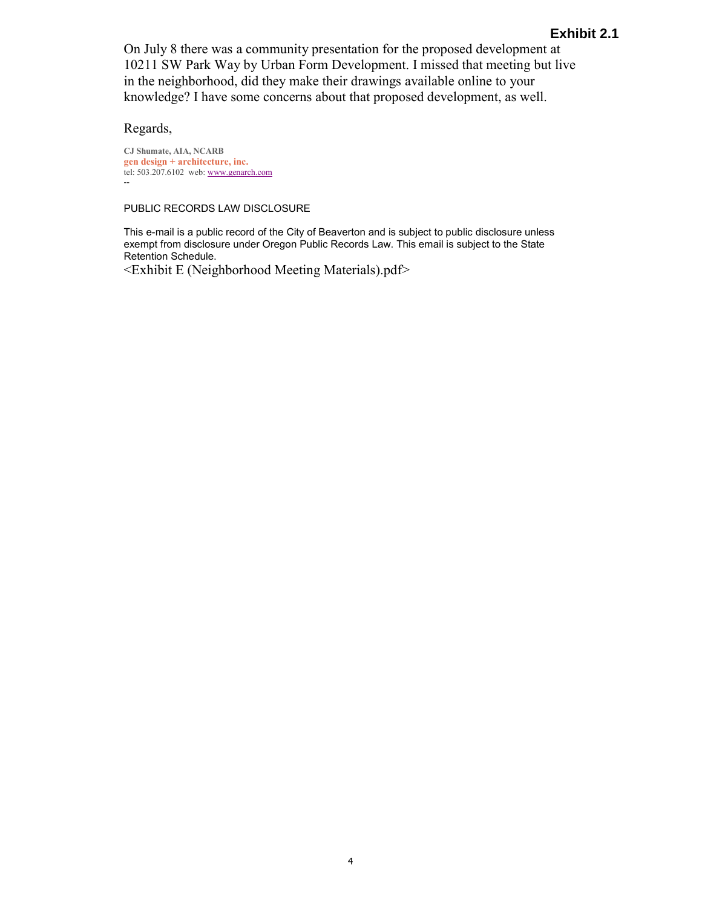**Exhibit 2.1**

On July 8 there was a community presentation for the proposed development at 10211 SW Park Way by Urban Form Development. I missed that meeting but live in the neighborhood, did they make their drawings available online to your knowledge? I have some concerns about that proposed development, as well.

Regards,

**CJ Shumate, AIA, NCARB**
**gen design + architecture, inc.**
tel: 503.207.6102 web: www.genarch.com
--

PUBLIC RECORDS LAW DISCLOSURE

This e-mail is a public record of the City of Beaverton and is subject to public disclosure unless exempt from disclosure under Oregon Public Records Law. This email is subject to the State Retention Schedule.

<Exhibit E (Neighborhood Meeting Materials).pdf>